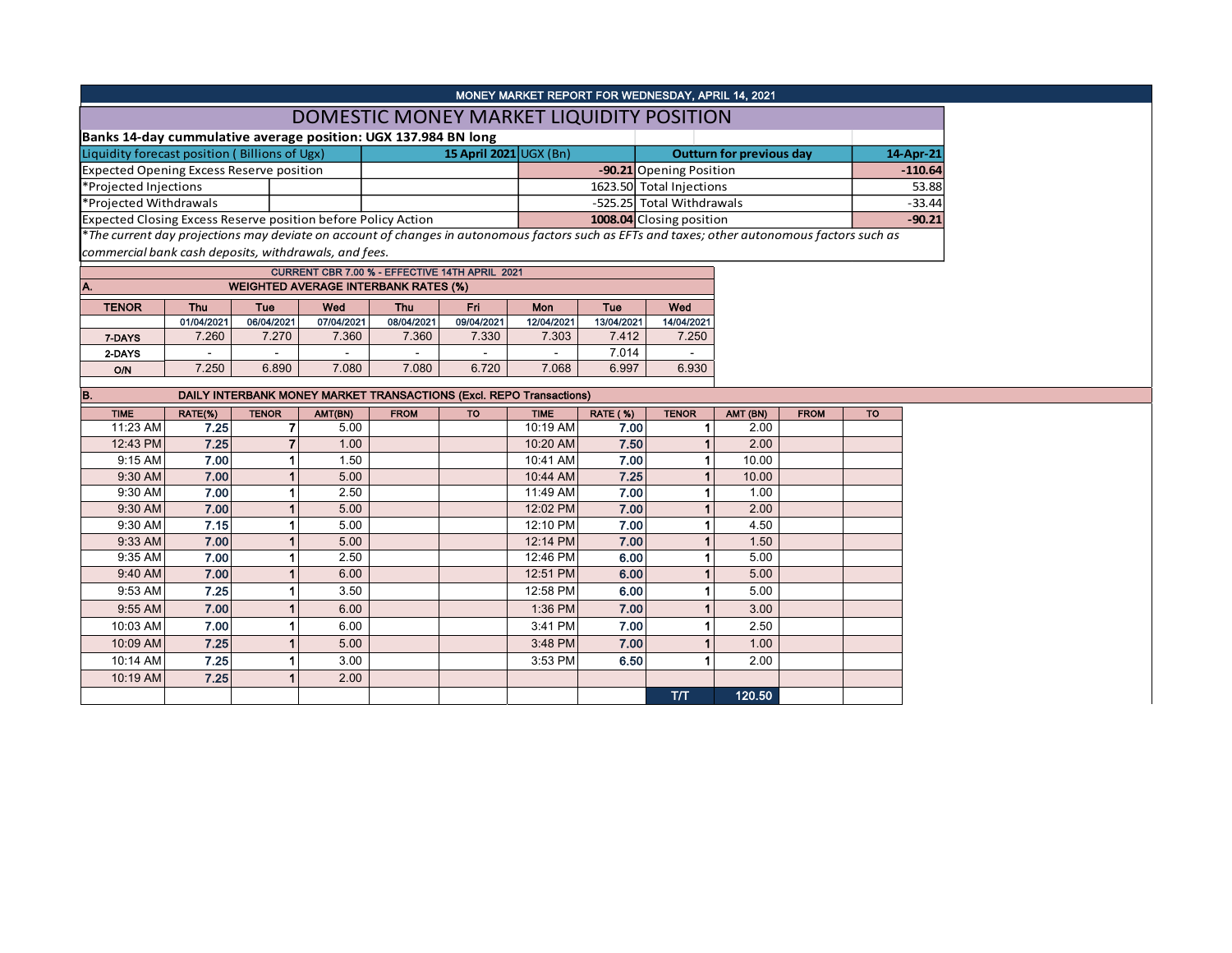MONEY MARKET REPORT FOR WEDNESDAY, APRIL 14, 2021

# DOMESTIC MONEY MARKET LIQUIDITY POSITION

**Banks 14-day cummulative average position: UGX 137.984 BN long**

| Liquidity forecast position ( Billions of Ugx) | 15 April 2021 UGX (Bn) | Outturn for previous day | 14-Apr-21 |
|---|---|---|---|
| Expected Opening Excess Reserve position | **-90.21** | Opening Position | **-110.64** |
| *Projected Injections | 1623.50 | Total Injections | 53.88 |
| *Projected Withdrawals | -525.25 | Total Withdrawals | -33.44 |
| Expected Closing Excess Reserve position before Policy Action | **1008.04** | Closing position | **-90.21** |

*\*The current day projections may deviate on account of changes in autonomous factors such as EFTs and taxes; other autonomous factors such as commercial bank cash deposits, withdrawals, and fees.*

CURRENT CBR 7.00 % - EFFECTIVE 14TH APRIL 2021

**A. WEIGHTED AVERAGE INTERBANK RATES (%)**

| TENOR | Thu 01/04/2021 | Tue 06/04/2021 | Wed 07/04/2021 | Thu 08/04/2021 | Fri 09/04/2021 | Mon 12/04/2021 | Tue 13/04/2021 | Wed 14/04/2021 |
|---|---|---|---|---|---|---|---|---|
| 7-DAYS | 7.260 | 7.270 | 7.360 | 7.360 | 7.330 | 7.303 | 7.412 | 7.250 |
| 2-DAYS | - | - | - | - | - | - | 7.014 | - |
| O/N | 7.250 | 6.890 | 7.080 | 7.080 | 6.720 | 7.068 | 6.997 | 6.930 |

**B. DAILY INTERBANK MONEY MARKET TRANSACTIONS (Excl. REPO Transactions)**

| TIME | RATE(%) | TENOR | AMT(BN) | FROM | TO | TIME | RATE ( %) | TENOR | AMT (BN) | FROM | TO |
|---|---|---|---|---|---|---|---|---|---|---|---|
| 11:23 AM | 7.25 | 7 | 5.00 | | | 10:19 AM | 7.00 | 1 | 2.00 | | |
| 12:43 PM | 7.25 | 7 | 1.00 | | | 10:20 AM | 7.50 | 1 | 2.00 | | |
| 9:15 AM | 7.00 | 1 | 1.50 | | | 10:41 AM | 7.00 | 1 | 10.00 | | |
| 9:30 AM | 7.00 | 1 | 5.00 | | | 10:44 AM | 7.25 | 1 | 10.00 | | |
| 9:30 AM | 7.00 | 1 | 2.50 | | | 11:49 AM | 7.00 | 1 | 1.00 | | |
| 9:30 AM | 7.00 | 1 | 5.00 | | | 12:02 PM | 7.00 | 1 | 2.00 | | |
| 9:30 AM | 7.15 | 1 | 5.00 | | | 12:10 PM | 7.00 | 1 | 4.50 | | |
| 9:33 AM | 7.00 | 1 | 5.00 | | | 12:14 PM | 7.00 | 1 | 1.50 | | |
| 9:35 AM | 7.00 | 1 | 2.50 | | | 12:46 PM | 6.00 | 1 | 5.00 | | |
| 9:40 AM | 7.00 | 1 | 6.00 | | | 12:51 PM | 6.00 | 1 | 5.00 | | |
| 9:53 AM | 7.25 | 1 | 3.50 | | | 12:58 PM | 6.00 | 1 | 5.00 | | |
| 9:55 AM | 7.00 | 1 | 6.00 | | | 1:36 PM | 7.00 | 1 | 3.00 | | |
| 10:03 AM | 7.00 | 1 | 6.00 | | | 3:41 PM | 7.00 | 1 | 2.50 | | |
| 10:09 AM | 7.25 | 1 | 5.00 | | | 3:48 PM | 7.00 | 1 | 1.00 | | |
| 10:14 AM | 7.25 | 1 | 3.00 | | | 3:53 PM | 6.50 | 1 | 2.00 | | |
| 10:19 AM | 7.25 | 1 | 2.00 | | | | | | | | |
| | | | | | | | | T/T | 120.50 | | |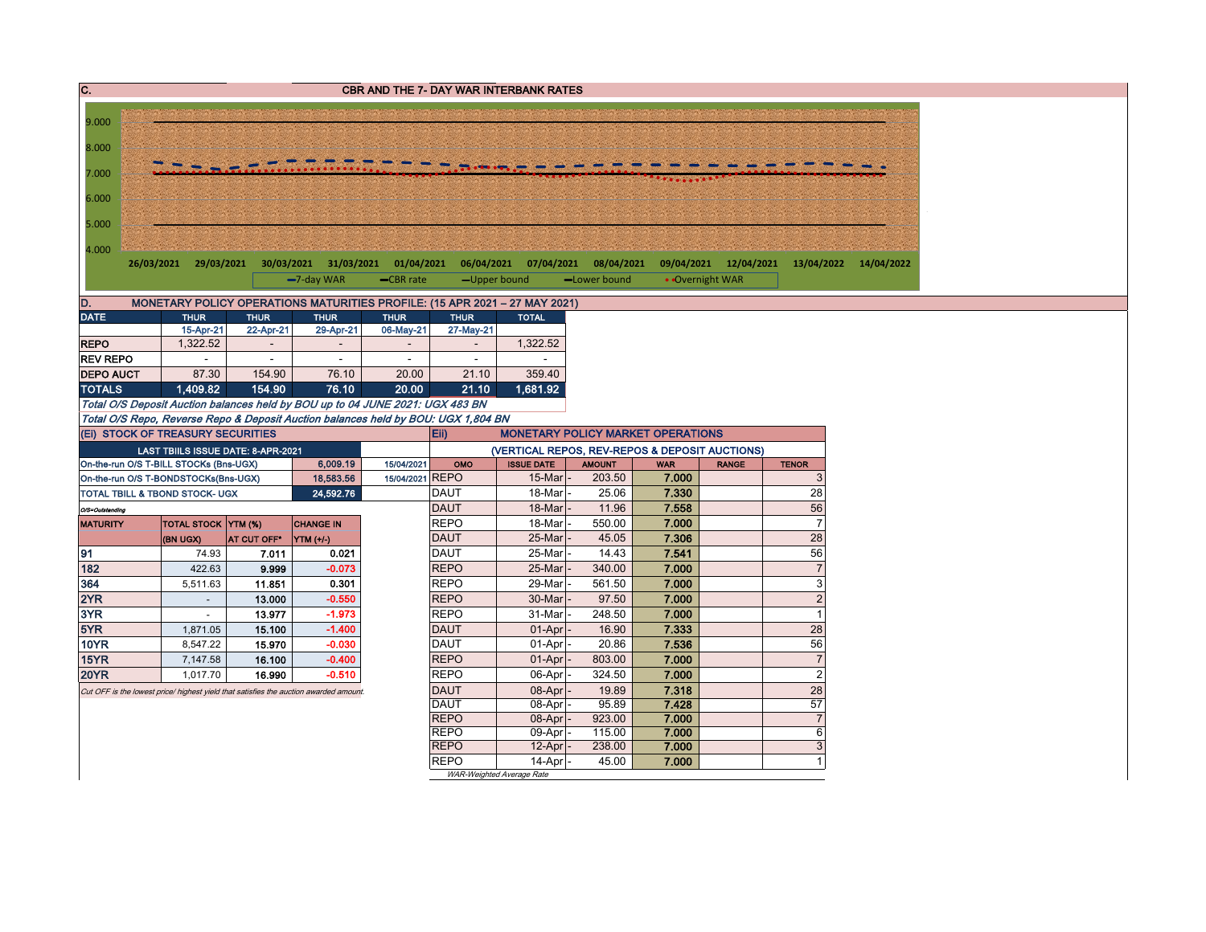## C. CBR AND THE 7- DAY WAR INTERBANK RATES

9.000
8.000
7.000
6.000
5.000
4.000

26/03/2021 29/03/2021 30/03/2021 31/03/2021 01/04/2021 06/04/2021 07/04/2021 08/04/2021 09/04/2021 12/04/2021 13/04/2022 14/04/2022

7-day WAR — CBR rate — Upper bound — Lower bound — Overnight WAR

## D. MONETARY POLICY OPERATIONS MATURITIES PROFILE: (15 APR 2021 – 27 MAY 2021)

| DATE | THUR | THUR | THUR | THUR | THUR | TOTAL |
|---|---|---|---|---|---|---|
| | 15-Apr-21 | 22-Apr-21 | 29-Apr-21 | 06-May-21 | 27-May-21 | |
| REPO | 1,322.52 | - | - | - | - | 1,322.52 |
| REV REPO | - | - | - | - | - | - |
| DEPO AUCT | 87.30 | 154.90 | 76.10 | 20.00 | 21.10 | 359.40 |
| **TOTALS** | **1,409.82** | **154.90** | **76.10** | **20.00** | **21.10** | **1,681.92** |

*Total O/S Deposit Auction balances held by BOU up to 04 JUNE 2021: UGX 483 BN*

*Total O/S Repo, Reverse Repo & Deposit Auction balances held by BOU: UGX 1,804 BN*

## (Ei) STOCK OF TREASURY SECURITIES

| LAST TBIILS ISSUE DATE: 8-APR-2021 | | |
|---|---|---|
| On-the-run O/S T-BILL STOCKs (Bns-UGX) | 6,009.19 | 15/04/2021 |
| On-the-run O/S T-BONDSTOCKs(Bns-UGX) | 18,583.56 | 15/04/2021 |
| TOTAL TBILL & TBOND STOCK- UGX | 24,592.76 | |

*O/S=Outstanding*

| MATURITY | TOTAL STOCK (BN UGX) | YTM (%) AT CUT OFF* | CHANGE IN YTM (+/-) |
|---|---|---|---|
| 91 | 74.93 | 7.011 | 0.021 |
| 182 | 422.63 | 9.999 | -0.073 |
| 364 | 5,511.63 | 11.851 | 0.301 |
| 2YR | - | 13.000 | -0.550 |
| 3YR | - | 13.977 | -1.973 |
| 5YR | 1,871.05 | 15.100 | -1.400 |
| 10YR | 8,547.22 | 15.970 | -0.030 |
| 15YR | 7,147.58 | 16.100 | -0.400 |
| 20YR | 1,017.70 | 16.990 | -0.510 |

*Cut OFF is the lowest price/ highest yield that satisfies the auction awarded amount.*

## (Eii) MONETARY POLICY MARKET OPERATIONS

(VERTICAL REPOS, REV-REPOS & DEPOSIT AUCTIONS)

| OMO | ISSUE DATE | AMOUNT | WAR | RANGE | TENOR |
|---|---|---|---|---|---|
| REPO | 15-Mar | 203.50 | 7.000 | | 3 |
| DAUT | 18-Mar | 25.06 | 7.330 | | 28 |
| DAUT | 18-Mar | 11.96 | 7.558 | | 56 |
| REPO | 18-Mar | 550.00 | 7.000 | | 7 |
| DAUT | 25-Mar | 45.05 | 7.306 | | 28 |
| DAUT | 25-Mar | 14.43 | 7.541 | | 56 |
| REPO | 25-Mar | 340.00 | 7.000 | | 7 |
| REPO | 29-Mar | 561.50 | 7.000 | | 3 |
| REPO | 30-Mar | 97.50 | 7.000 | | 2 |
| REPO | 31-Mar | 248.50 | 7.000 | | 1 |
| DAUT | 01-Apr | 16.90 | 7.333 | | 28 |
| DAUT | 01-Apr | 20.86 | 7.536 | | 56 |
| REPO | 01-Apr | 803.00 | 7.000 | | 7 |
| REPO | 06-Apr | 324.50 | 7.000 | | 2 |
| DAUT | 08-Apr | 19.89 | 7.318 | | 28 |
| DAUT | 08-Apr | 95.89 | 7.428 | | 57 |
| REPO | 08-Apr | 923.00 | 7.000 | | 7 |
| REPO | 09-Apr | 115.00 | 7.000 | | 6 |
| REPO | 12-Apr | 238.00 | 7.000 | | 3 |
| REPO | 14-Apr | 45.00 | 7.000 | | 1 |

*WAR-Weighted Average Rate*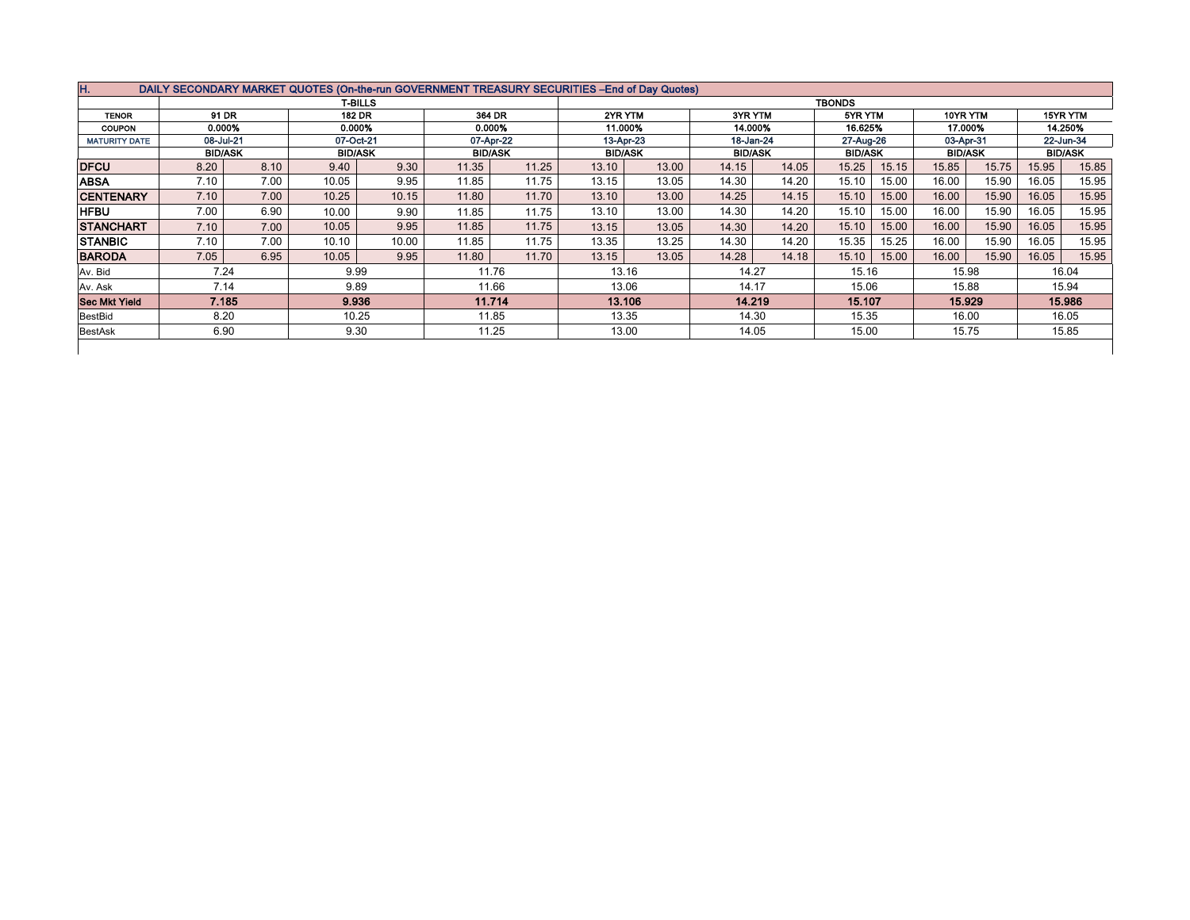| H. | DAILY SECONDARY MARKET QUOTES (On-the-run GOVERNMENT TREASURY SECURITIES –End of Day Quotes) | | | | | | | | | | | | | | | |
|---|---|---|---|---|---|---|---|---|---|---|---|---|---|---|---|---|
| | T-BILLS | | | | | | TBONDS | | | | | | | | | |
| TENOR | 91 DR | | 182 DR | | 364 DR | | 2YR YTM | | 3YR YTM | | 5YR YTM | | 10YR YTM | | 15YR YTM | |
| COUPON | 0.000% | | 0.000% | | 0.000% | | 11.000% | | 14.000% | | 16.625% | | 17.000% | | 14.250% | |
| MATURITY DATE | 08-Jul-21 | | 07-Oct-21 | | 07-Apr-22 | | 13-Apr-23 | | 18-Jan-24 | | 27-Aug-26 | | 03-Apr-31 | | 22-Jun-34 | |
| | BID/ASK | | BID/ASK | | BID/ASK | | BID/ASK | | BID/ASK | | BID/ASK | | BID/ASK | | BID/ASK | |
| DFCU | 8.20 | 8.10 | 9.40 | 9.30 | 11.35 | 11.25 | 13.10 | 13.00 | 14.15 | 14.05 | 15.25 | 15.15 | 15.85 | 15.75 | 15.95 | 15.85 |
| ABSA | 7.10 | 7.00 | 10.05 | 9.95 | 11.85 | 11.75 | 13.15 | 13.05 | 14.30 | 14.20 | 15.10 | 15.00 | 16.00 | 15.90 | 16.05 | 15.95 |
| CENTENARY | 7.10 | 7.00 | 10.25 | 10.15 | 11.80 | 11.70 | 13.10 | 13.00 | 14.25 | 14.15 | 15.10 | 15.00 | 16.00 | 15.90 | 16.05 | 15.95 |
| HFBU | 7.00 | 6.90 | 10.00 | 9.90 | 11.85 | 11.75 | 13.10 | 13.00 | 14.30 | 14.20 | 15.10 | 15.00 | 16.00 | 15.90 | 16.05 | 15.95 |
| STANCHART | 7.10 | 7.00 | 10.05 | 9.95 | 11.85 | 11.75 | 13.15 | 13.05 | 14.30 | 14.20 | 15.10 | 15.00 | 16.00 | 15.90 | 16.05 | 15.95 |
| STANBIC | 7.10 | 7.00 | 10.10 | 10.00 | 11.85 | 11.75 | 13.35 | 13.25 | 14.30 | 14.20 | 15.35 | 15.25 | 16.00 | 15.90 | 16.05 | 15.95 |
| BARODA | 7.05 | 6.95 | 10.05 | 9.95 | 11.80 | 11.70 | 13.15 | 13.05 | 14.28 | 14.18 | 15.10 | 15.00 | 16.00 | 15.90 | 16.05 | 15.95 |
| Av. Bid | 7.24 | | 9.99 | | 11.76 | | 13.16 | | 14.27 | | 15.16 | | 15.98 | | 16.04 | |
| Av. Ask | 7.14 | | 9.89 | | 11.66 | | 13.06 | | 14.17 | | 15.06 | | 15.88 | | 15.94 | |
| **Sec Mkt Yield** | **7.185** | | **9.936** | | **11.714** | | **13.106** | | **14.219** | | **15.107** | | **15.929** | | **15.986** | |
| BestBid | 8.20 | | 10.25 | | 11.85 | | 13.35 | | 14.30 | | 15.35 | | 16.00 | | 16.05 | |
| BestAsk | 6.90 | | 9.30 | | 11.25 | | 13.00 | | 14.05 | | 15.00 | | 15.75 | | 15.85 | |